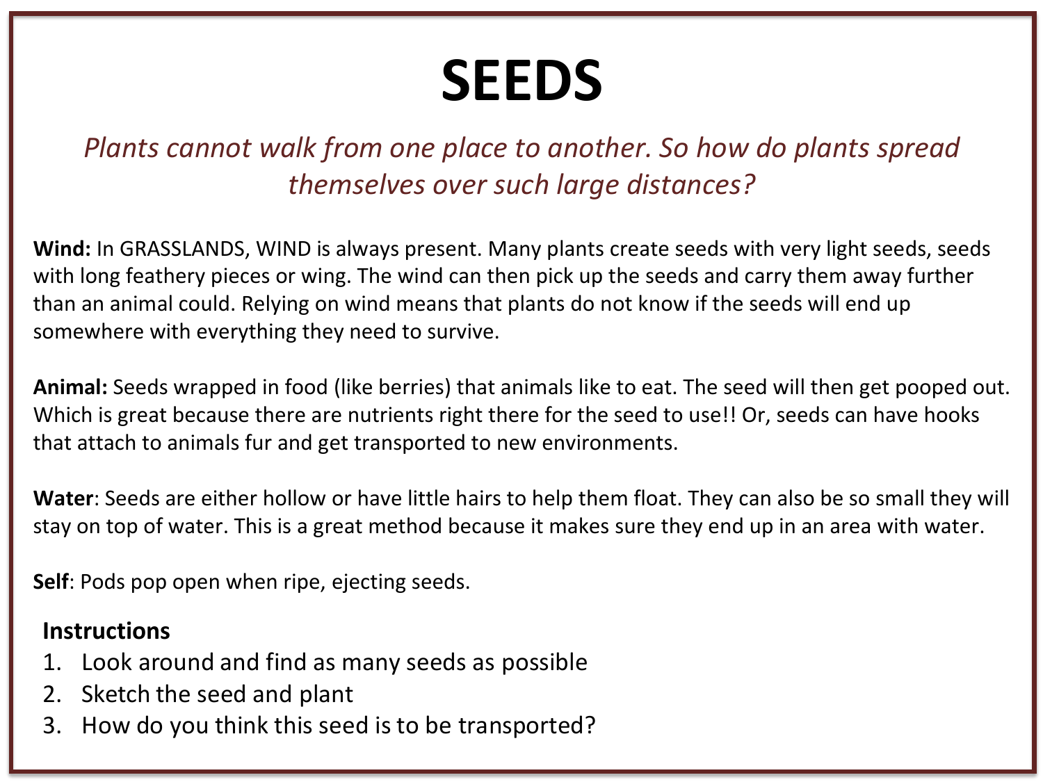# SEEDS

*Plants cannot walk from one place to another. So how do plants spread themselves over such large distances?*

**Wind:** In GRASSLANDS, WIND is always present. Many plants create seeds with very light seeds, seeds with long feathery pieces or wing. The wind can then pick up the seeds and carry them away further than an animal could. Relying on wind means that plants do not know if the seeds will end up somewhere with everything they need to survive.

**Animal:** Seeds wrapped in food (like berries) that animals like to eat. The seed will then get pooped out. Which is great because there are nutrients right there for the seed to use!! Or, seeds can have hooks that attach to animals fur and get transported to new environments.

**Water**: Seeds are either hollow or have little hairs to help them float. They can also be so small they will stay on top of water. This is a great method because it makes sure they end up in an area with water.

**Self**: Pods pop open when ripe, ejecting seeds.

**Instructions**

1. Look around and find as many seeds as possible
2. Sketch the seed and plant
3. How do you think this seed is to be transported?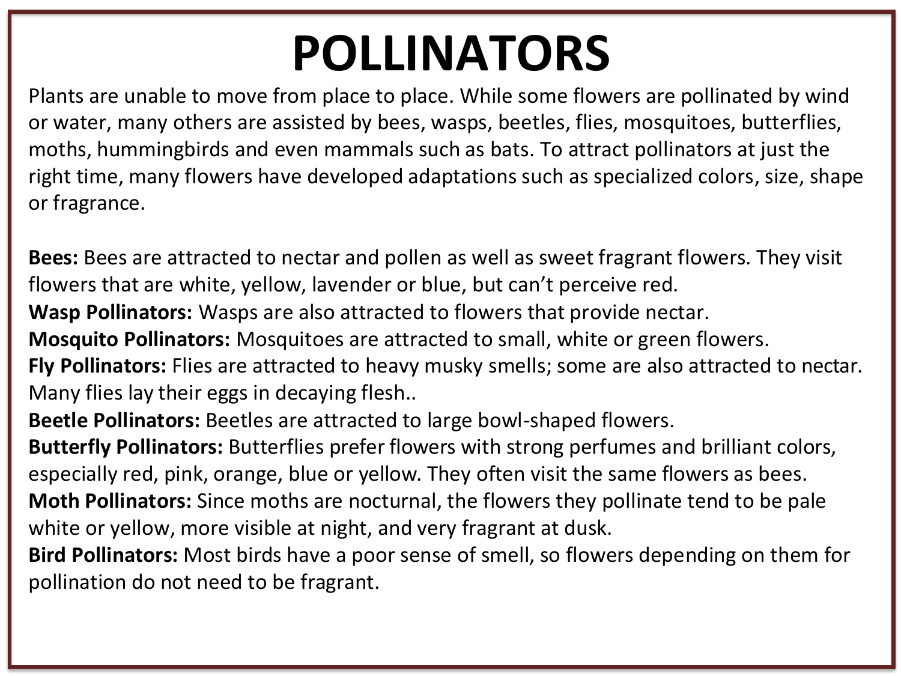# POLLINATORS

Plants are unable to move from place to place. While some flowers are pollinated by wind or water, many others are assisted by bees, wasps, beetles, flies, mosquitoes, butterflies, moths, hummingbirds and even mammals such as bats. To attract pollinators at just the right time, many flowers have developed adaptations such as specialized colors, size, shape or fragrance.

**Bees:** Bees are attracted to nectar and pollen as well as sweet fragrant flowers. They visit flowers that are white, yellow, lavender or blue, but can't perceive red.
**Wasp Pollinators:** Wasps are also attracted to flowers that provide nectar.
**Mosquito Pollinators:** Mosquitoes are attracted to small, white or green flowers.
**Fly Pollinators:** Flies are attracted to heavy musky smells; some are also attracted to nectar. Many flies lay their eggs in decaying flesh..
**Beetle Pollinators:** Beetles are attracted to large bowl-shaped flowers.
**Butterfly Pollinators:** Butterflies prefer flowers with strong perfumes and brilliant colors, especially red, pink, orange, blue or yellow. They often visit the same flowers as bees.
**Moth Pollinators:** Since moths are nocturnal, the flowers they pollinate tend to be pale white or yellow, more visible at night, and very fragrant at dusk.
**Bird Pollinators:** Most birds have a poor sense of smell, so flowers depending on them for pollination do not need to be fragrant.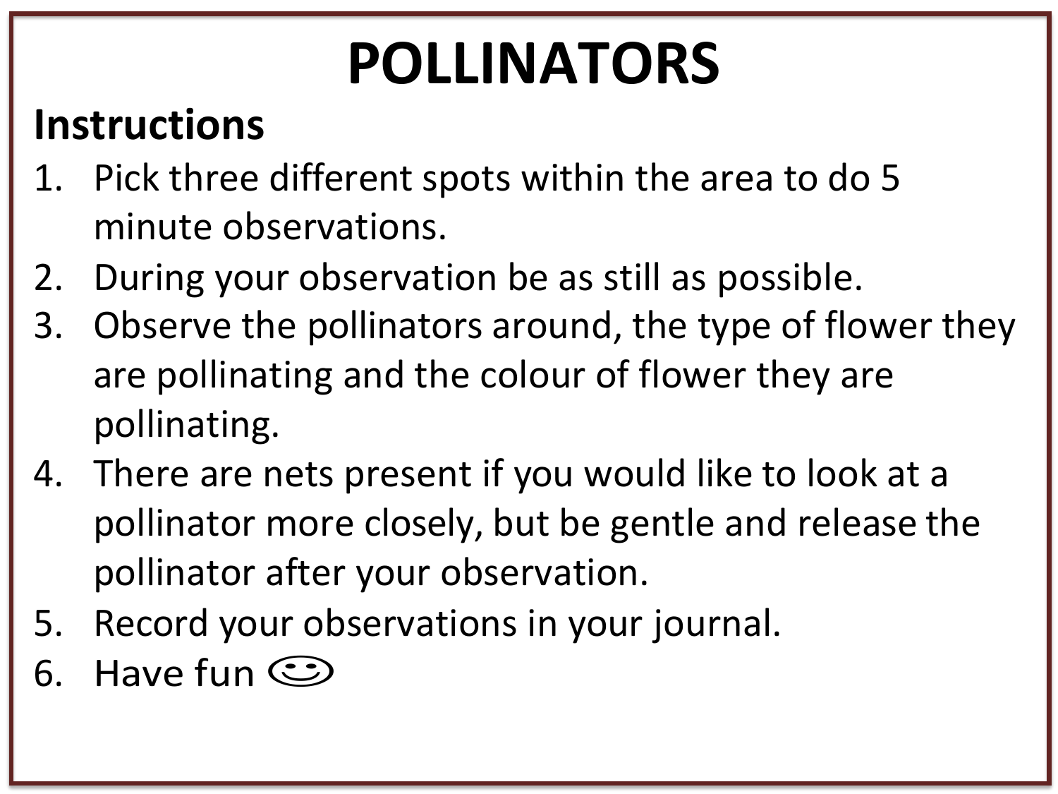# POLLINATORS

## Instructions

1. Pick three different spots within the area to do 5 minute observations.
2. During your observation be as still as possible.
3. Observe the pollinators around, the type of flower they are pollinating and the colour of flower they are pollinating.
4. There are nets present if you would like to look at a pollinator more closely, but be gentle and release the pollinator after your observation.
5. Record your observations in your journal.
6. Have fun ☺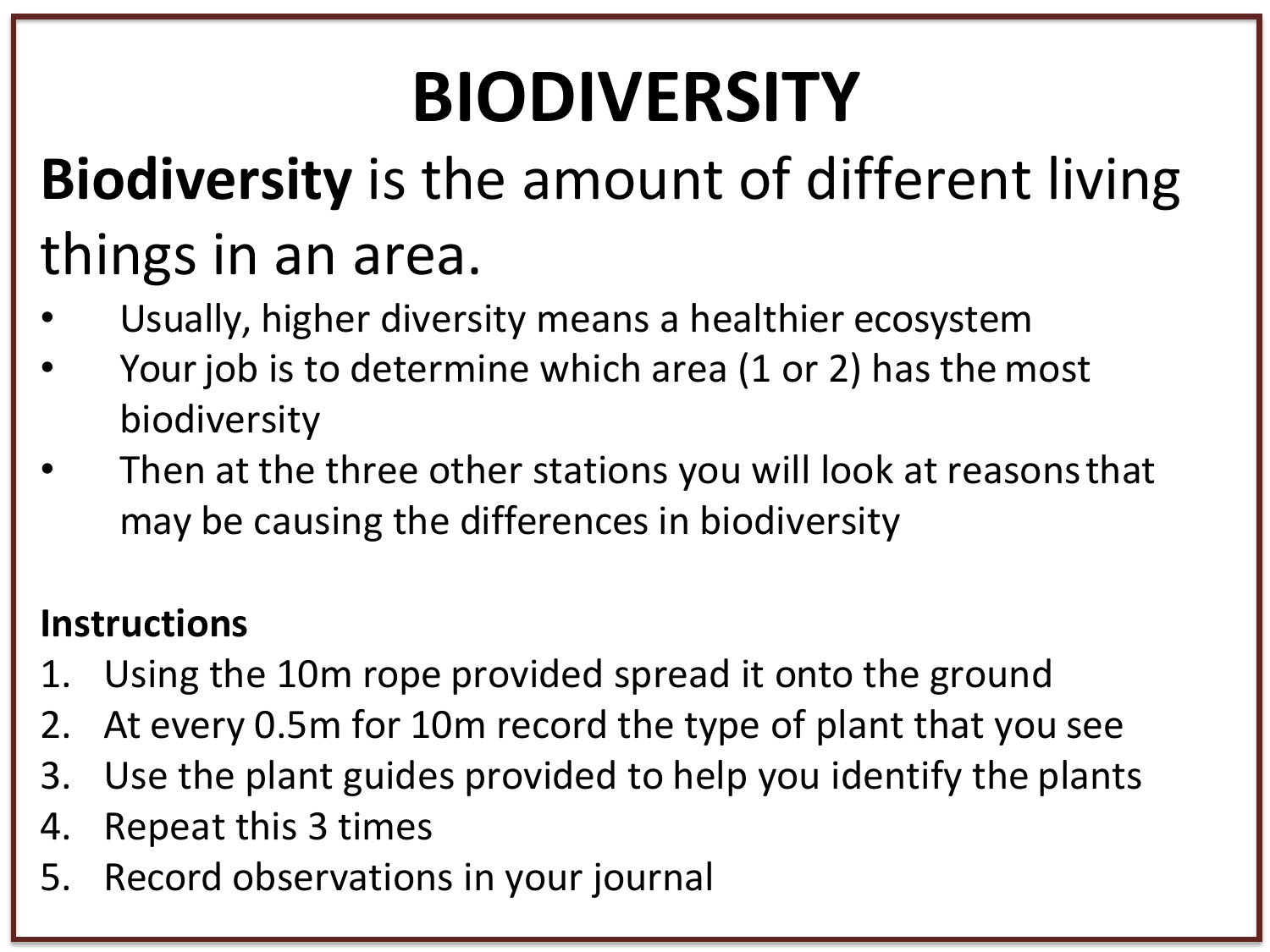# BIODIVERSITY

**Biodiversity** is the amount of different living things in an area.

- Usually, higher diversity means a healthier ecosystem
- Your job is to determine which area (1 or 2) has the most biodiversity
- Then at the three other stations you will look at reasons that may be causing the differences in biodiversity

**Instructions**

1. Using the 10m rope provided spread it onto the ground
2. At every 0.5m for 10m record the type of plant that you see
3. Use the plant guides provided to help you identify the plants
4. Repeat this 3 times
5. Record observations in your journal